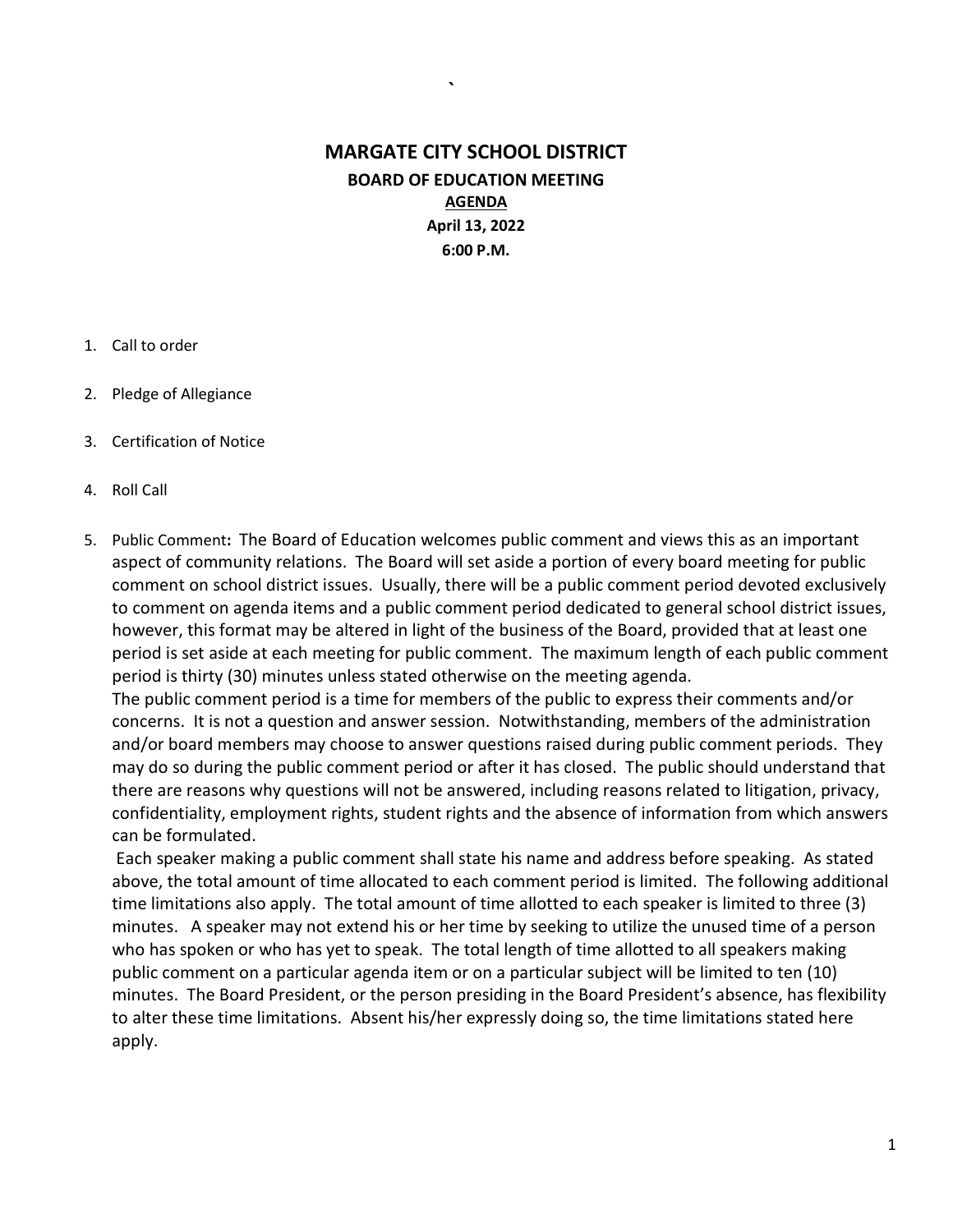# MARGATE CITY SCHOOL DISTRICT

## BOARD OF EDUCATION MEETING

**AGENDA**

**April 13, 2022**

**6:00 P.M.**

1. Call to order
2. Pledge of Allegiance
3. Certification of Notice
4. Roll Call
5. Public Comment**:** The Board of Education welcomes public comment and views this as an important aspect of community relations. The Board will set aside a portion of every board meeting for public comment on school district issues. Usually, there will be a public comment period devoted exclusively to comment on agenda items and a public comment period dedicated to general school district issues, however, this format may be altered in light of the business of the Board, provided that at least one period is set aside at each meeting for public comment. The maximum length of each public comment period is thirty (30) minutes unless stated otherwise on the meeting agenda.
   The public comment period is a time for members of the public to express their comments and/or concerns. It is not a question and answer session. Notwithstanding, members of the administration and/or board members may choose to answer questions raised during public comment periods. They may do so during the public comment period or after it has closed. The public should understand that there are reasons why questions will not be answered, including reasons related to litigation, privacy, confidentiality, employment rights, student rights and the absence of information from which answers can be formulated.
   Each speaker making a public comment shall state his name and address before speaking. As stated above, the total amount of time allocated to each comment period is limited. The following additional time limitations also apply. The total amount of time allotted to each speaker is limited to three (3) minutes. A speaker may not extend his or her time by seeking to utilize the unused time of a person who has spoken or who has yet to speak. The total length of time allotted to all speakers making public comment on a particular agenda item or on a particular subject will be limited to ten (10) minutes. The Board President, or the person presiding in the Board President's absence, has flexibility to alter these time limitations. Absent his/her expressly doing so, the time limitations stated here apply.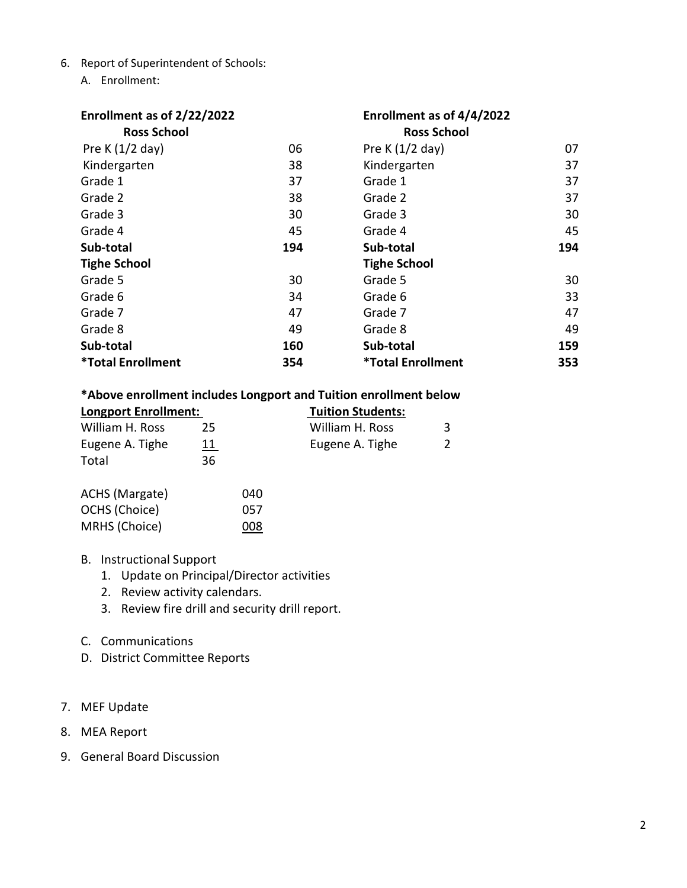6. Report of Superintendent of Schools:

   A. Enrollment:

| Enrollment as of 2/22/2022 | | Enrollment as of 4/4/2022 | |
|---|---|---|---|
| **Ross School** | | **Ross School** | |
| Pre K (1/2 day) | 06 | Pre K (1/2 day) | 07 |
| Kindergarten | 38 | Kindergarten | 37 |
| Grade 1 | 37 | Grade 1 | 37 |
| Grade 2 | 38 | Grade 2 | 37 |
| Grade 3 | 30 | Grade 3 | 30 |
| Grade 4 | 45 | Grade 4 | 45 |
| **Sub-total** | **194** | **Sub-total** | **194** |
| **Tighe School** | | **Tighe School** | |
| Grade 5 | 30 | Grade 5 | 30 |
| Grade 6 | 34 | Grade 6 | 33 |
| Grade 7 | 47 | Grade 7 | 47 |
| Grade 8 | 49 | Grade 8 | 49 |
| **Sub-total** | **160** | **Sub-total** | **159** |
| ***Total Enrollment** | **354** | ***Total Enrollment** | **353** |

**\*Above enrollment includes Longport and Tuition enrollment below**

| Longport Enrollment: | | Tuition Students: | |
|---|---|---|---|
| William H. Ross | 25 | William H. Ross | 3 |
| Eugene A. Tighe | 11 | Eugene A. Tighe | 2 |
| Total | 36 | | |

| | |
|---|---|
| ACHS (Margate) | 040 |
| OCHS (Choice) | 057 |
| MRHS (Choice) | 008 |

   B. Instructional Support
      1. Update on Principal/Director activities
      2. Review activity calendars.
      3. Review fire drill and security drill report.

   C. Communications

   D. District Committee Reports

7. MEF Update

8. MEA Report

9. General Board Discussion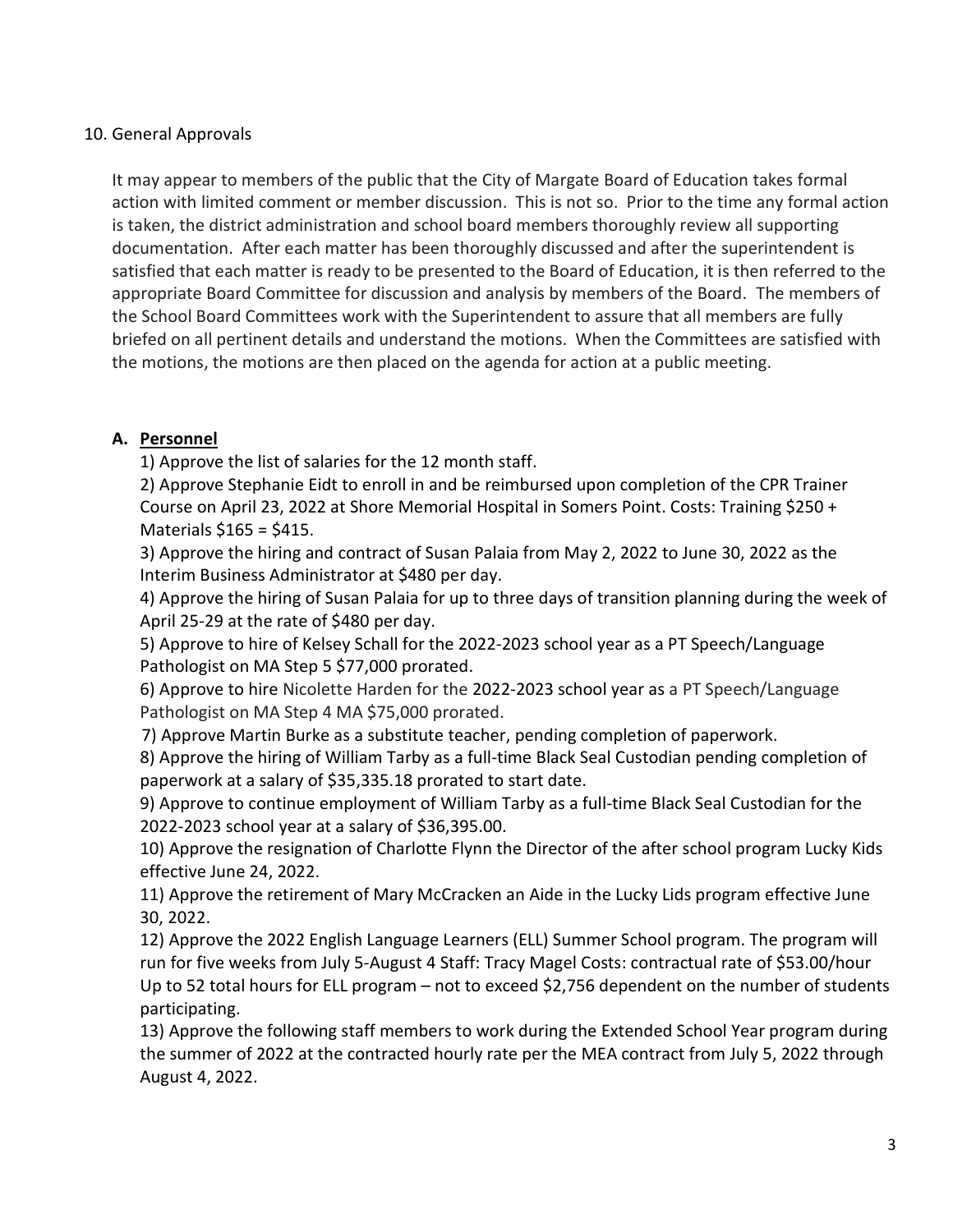## 10. General Approvals

It may appear to members of the public that the City of Margate Board of Education takes formal action with limited comment or member discussion. This is not so. Prior to the time any formal action is taken, the district administration and school board members thoroughly review all supporting documentation. After each matter has been thoroughly discussed and after the superintendent is satisfied that each matter is ready to be presented to the Board of Education, it is then referred to the appropriate Board Committee for discussion and analysis by members of the Board. The members of the School Board Committees work with the Superintendent to assure that all members are fully briefed on all pertinent details and understand the motions. When the Committees are satisfied with the motions, the motions are then placed on the agenda for action at a public meeting.

### A. Personnel

1) Approve the list of salaries for the 12 month staff.
2) Approve Stephanie Eidt to enroll in and be reimbursed upon completion of the CPR Trainer Course on April 23, 2022 at Shore Memorial Hospital in Somers Point. Costs: Training $250 + Materials $165 = $415.
3) Approve the hiring and contract of Susan Palaia from May 2, 2022 to June 30, 2022 as the Interim Business Administrator at $480 per day.
4) Approve the hiring of Susan Palaia for up to three days of transition planning during the week of April 25-29 at the rate of $480 per day.
5) Approve to hire of Kelsey Schall for the 2022-2023 school year as a PT Speech/Language Pathologist on MA Step 5 $77,000 prorated.
6) Approve to hire Nicolette Harden for the 2022-2023 school year as a PT Speech/Language Pathologist on MA Step 4 MA $75,000 prorated.
7) Approve Martin Burke as a substitute teacher, pending completion of paperwork.
8) Approve the hiring of William Tarby as a full-time Black Seal Custodian pending completion of paperwork at a salary of $35,335.18 prorated to start date.
9) Approve to continue employment of William Tarby as a full-time Black Seal Custodian for the 2022-2023 school year at a salary of $36,395.00.
10) Approve the resignation of Charlotte Flynn the Director of the after school program Lucky Kids effective June 24, 2022.
11) Approve the retirement of Mary McCracken an Aide in the Lucky Lids program effective June 30, 2022.
12) Approve the 2022 English Language Learners (ELL) Summer School program. The program will run for five weeks from July 5-August 4 Staff: Tracy Magel Costs: contractual rate of $53.00/hour Up to 52 total hours for ELL program – not to exceed $2,756 dependent on the number of students participating.
13) Approve the following staff members to work during the Extended School Year program during the summer of 2022 at the contracted hourly rate per the MEA contract from July 5, 2022 through August 4, 2022.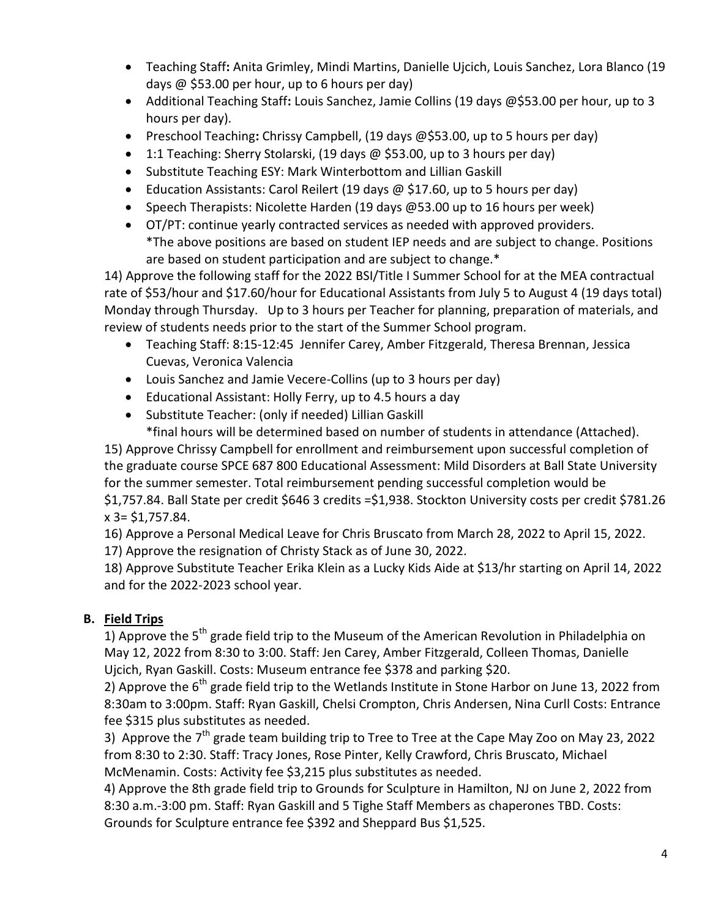- Teaching Staff**:** Anita Grimley, Mindi Martins, Danielle Ujcich, Louis Sanchez, Lora Blanco (19 days @ \$53.00 per hour, up to 6 hours per day)
- Additional Teaching Staff**:** Louis Sanchez, Jamie Collins (19 days @\$53.00 per hour, up to 3 hours per day).
- Preschool Teaching**:** Chrissy Campbell, (19 days @\$53.00, up to 5 hours per day)
- 1:1 Teaching: Sherry Stolarski, (19 days @ \$53.00, up to 3 hours per day)
- Substitute Teaching ESY: Mark Winterbottom and Lillian Gaskill
- Education Assistants: Carol Reilert (19 days @ \$17.60, up to 5 hours per day)
- Speech Therapists: Nicolette Harden (19 days @53.00 up to 16 hours per week)
- OT/PT: continue yearly contracted services as needed with approved providers.
  *The above positions are based on student IEP needs and are subject to change. Positions are based on student participation and are subject to change.*

14) Approve the following staff for the 2022 BSI/Title I Summer School for at the MEA contractual rate of \$53/hour and \$17.60/hour for Educational Assistants from July 5 to August 4 (19 days total) Monday through Thursday. Up to 3 hours per Teacher for planning, preparation of materials, and review of students needs prior to the start of the Summer School program.

- Teaching Staff: 8:15-12:45 Jennifer Carey, Amber Fitzgerald, Theresa Brennan, Jessica Cuevas, Veronica Valencia
- Louis Sanchez and Jamie Vecere-Collins (up to 3 hours per day)
- Educational Assistant: Holly Ferry, up to 4.5 hours a day
- Substitute Teacher: (only if needed) Lillian Gaskill
  *final hours will be determined based on number of students in attendance (Attached).

15) Approve Chrissy Campbell for enrollment and reimbursement upon successful completion of the graduate course SPCE 687 800 Educational Assessment: Mild Disorders at Ball State University for the summer semester. Total reimbursement pending successful completion would be \$1,757.84. Ball State per credit \$646 3 credits =\$1,938. Stockton University costs per credit \$781.26 x 3= \$1,757.84.

16) Approve a Personal Medical Leave for Chris Bruscato from March 28, 2022 to April 15, 2022.

17) Approve the resignation of Christy Stack as of June 30, 2022.

18) Approve Substitute Teacher Erika Klein as a Lucky Kids Aide at \$13/hr starting on April 14, 2022 and for the 2022-2023 school year.

## B. Field Trips

1) Approve the 5th grade field trip to the Museum of the American Revolution in Philadelphia on May 12, 2022 from 8:30 to 3:00. Staff: Jen Carey, Amber Fitzgerald, Colleen Thomas, Danielle Ujcich, Ryan Gaskill. Costs: Museum entrance fee \$378 and parking \$20.

2) Approve the 6th grade field trip to the Wetlands Institute in Stone Harbor on June 13, 2022 from 8:30am to 3:00pm. Staff: Ryan Gaskill, Chelsi Crompton, Chris Andersen, Nina Curll Costs: Entrance fee \$315 plus substitutes as needed.

3) Approve the 7th grade team building trip to Tree to Tree at the Cape May Zoo on May 23, 2022 from 8:30 to 2:30. Staff: Tracy Jones, Rose Pinter, Kelly Crawford, Chris Bruscato, Michael McMenamin. Costs: Activity fee \$3,215 plus substitutes as needed.

4) Approve the 8th grade field trip to Grounds for Sculpture in Hamilton, NJ on June 2, 2022 from 8:30 a.m.-3:00 pm. Staff: Ryan Gaskill and 5 Tighe Staff Members as chaperones TBD. Costs: Grounds for Sculpture entrance fee \$392 and Sheppard Bus \$1,525.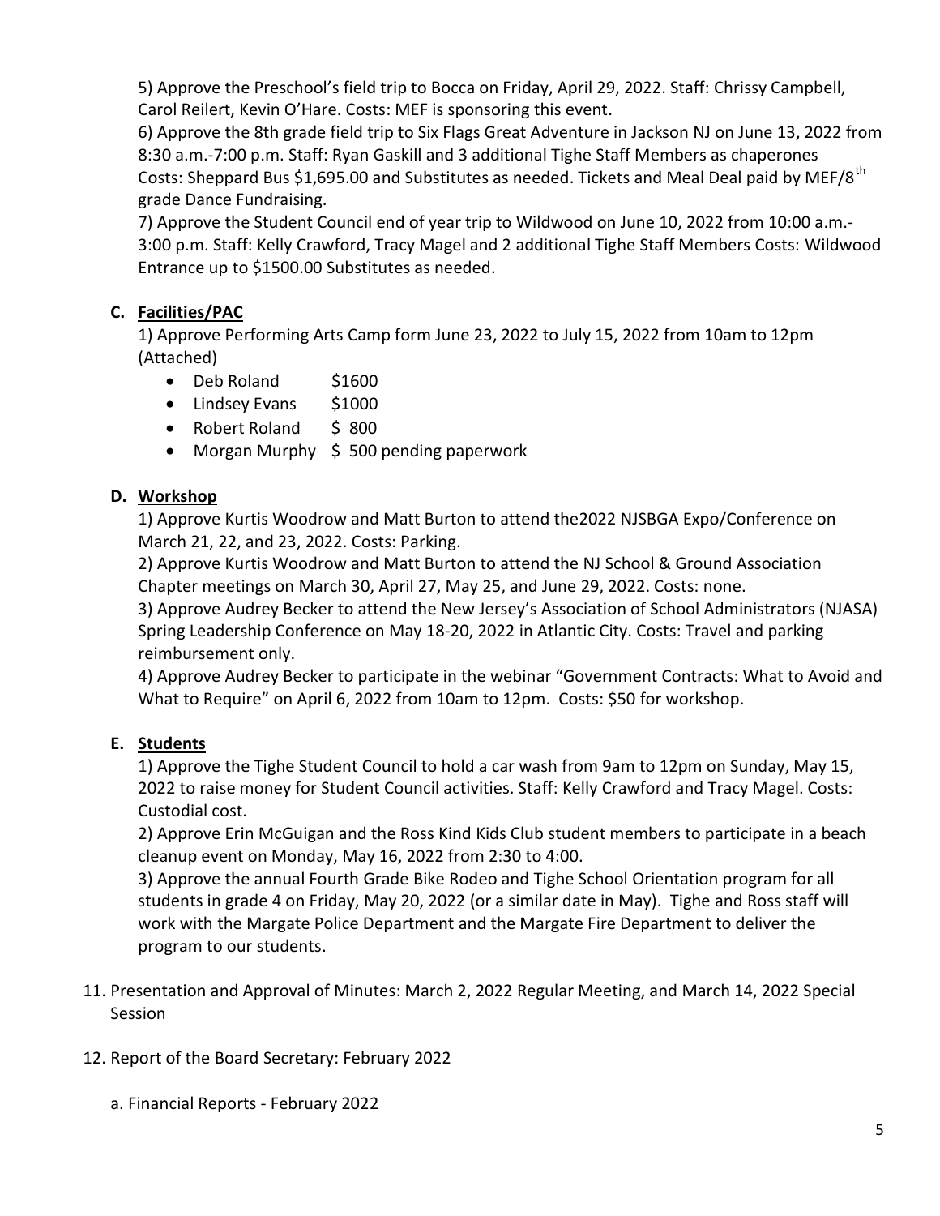5) Approve the Preschool's field trip to Bocca on Friday, April 29, 2022. Staff: Chrissy Campbell, Carol Reilert, Kevin O'Hare. Costs: MEF is sponsoring this event.

6) Approve the 8th grade field trip to Six Flags Great Adventure in Jackson NJ on June 13, 2022 from 8:30 a.m.-7:00 p.m. Staff: Ryan Gaskill and 3 additional Tighe Staff Members as chaperones Costs: Sheppard Bus $1,695.00 and Substitutes as needed. Tickets and Meal Deal paid by MEF/8th grade Dance Fundraising.

7) Approve the Student Council end of year trip to Wildwood on June 10, 2022 from 10:00 a.m.-3:00 p.m. Staff: Kelly Crawford, Tracy Magel and 2 additional Tighe Staff Members Costs: Wildwood Entrance up to $1500.00 Substitutes as needed.

**C. <u>Facilities/PAC</u>**

1) Approve Performing Arts Camp form June 23, 2022 to July 15, 2022 from 10am to 12pm (Attached)

- Deb Roland $1600
- Lindsey Evans $1000
- Robert Roland $ 800
- Morgan Murphy $ 500 pending paperwork

**D. <u>Workshop</u>**

1) Approve Kurtis Woodrow and Matt Burton to attend the2022 NJSBGA Expo/Conference on March 21, 22, and 23, 2022. Costs: Parking.

2) Approve Kurtis Woodrow and Matt Burton to attend the NJ School & Ground Association Chapter meetings on March 30, April 27, May 25, and June 29, 2022. Costs: none.

3) Approve Audrey Becker to attend the New Jersey's Association of School Administrators (NJASA) Spring Leadership Conference on May 18-20, 2022 in Atlantic City. Costs: Travel and parking reimbursement only.

4) Approve Audrey Becker to participate in the webinar "Government Contracts: What to Avoid and What to Require" on April 6, 2022 from 10am to 12pm. Costs: $50 for workshop.

**E. <u>Students</u>**

1) Approve the Tighe Student Council to hold a car wash from 9am to 12pm on Sunday, May 15, 2022 to raise money for Student Council activities. Staff: Kelly Crawford and Tracy Magel. Costs: Custodial cost.

2) Approve Erin McGuigan and the Ross Kind Kids Club student members to participate in a beach cleanup event on Monday, May 16, 2022 from 2:30 to 4:00.

3) Approve the annual Fourth Grade Bike Rodeo and Tighe School Orientation program for all students in grade 4 on Friday, May 20, 2022 (or a similar date in May). Tighe and Ross staff will work with the Margate Police Department and the Margate Fire Department to deliver the program to our students.

11. Presentation and Approval of Minutes: March 2, 2022 Regular Meeting, and March 14, 2022 Special Session

12. Report of the Board Secretary: February 2022

    a. Financial Reports - February 2022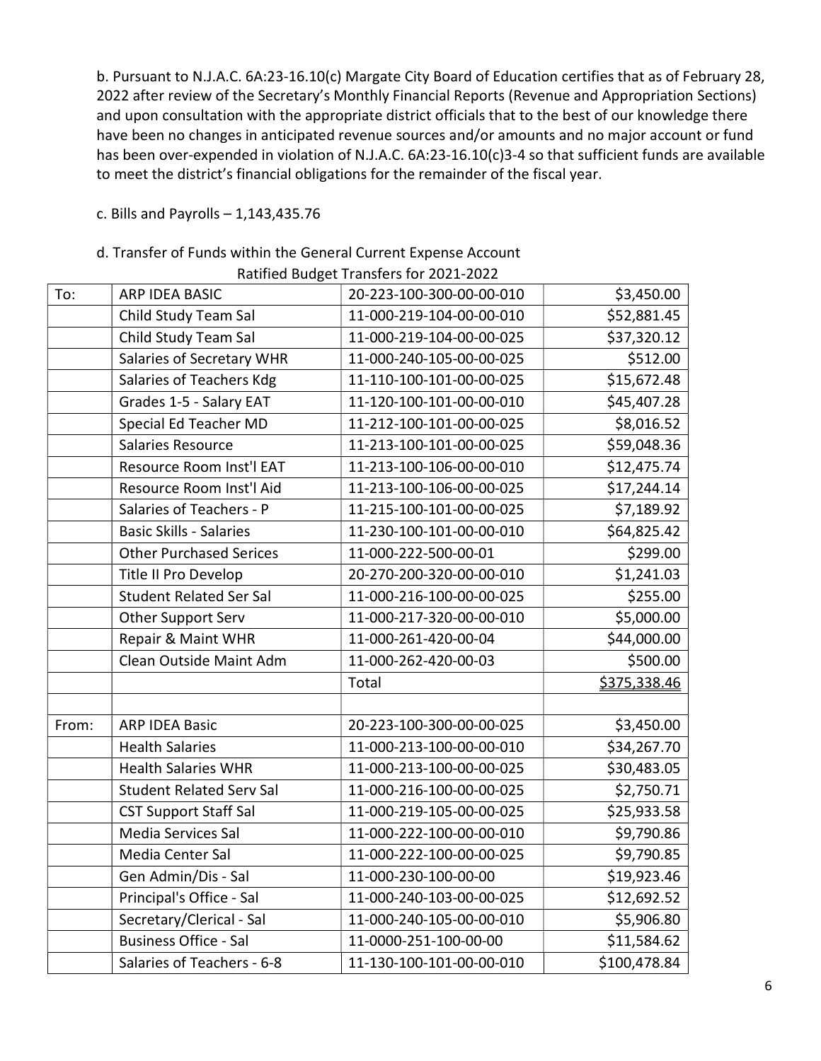b. Pursuant to N.J.A.C. 6A:23-16.10(c) Margate City Board of Education certifies that as of February 28, 2022 after review of the Secretary's Monthly Financial Reports (Revenue and Appropriation Sections) and upon consultation with the appropriate district officials that to the best of our knowledge there have been no changes in anticipated revenue sources and/or amounts and no major account or fund has been over-expended in violation of N.J.A.C. 6A:23-16.10(c)3-4 so that sufficient funds are available to meet the district's financial obligations for the remainder of the fiscal year.

c. Bills and Payrolls – 1,143,435.76

d. Transfer of Funds within the General Current Expense Account

Ratified Budget Transfers for 2021-2022

| | | | |
|---|---|---|---|
| To: | ARP IDEA BASIC | 20-223-100-300-00-00-010 | $3,450.00 |
| | Child Study Team Sal | 11-000-219-104-00-00-010 | $52,881.45 |
| | Child Study Team Sal | 11-000-219-104-00-00-025 | $37,320.12 |
| | Salaries of Secretary WHR | 11-000-240-105-00-00-025 | $512.00 |
| | Salaries of Teachers Kdg | 11-110-100-101-00-00-025 | $15,672.48 |
| | Grades 1-5 - Salary EAT | 11-120-100-101-00-00-010 | $45,407.28 |
| | Special Ed Teacher MD | 11-212-100-101-00-00-025 | $8,016.52 |
| | Salaries Resource | 11-213-100-101-00-00-025 | $59,048.36 |
| | Resource Room Inst'l EAT | 11-213-100-106-00-00-010 | $12,475.74 |
| | Resource Room Inst'l Aid | 11-213-100-106-00-00-025 | $17,244.14 |
| | Salaries of Teachers - P | 11-215-100-101-00-00-025 | $7,189.92 |
| | Basic Skills - Salaries | 11-230-100-101-00-00-010 | $64,825.42 |
| | Other Purchased Serices | 11-000-222-500-00-01 | $299.00 |
| | Title II Pro Develop | 20-270-200-320-00-00-010 | $1,241.03 |
| | Student Related Ser Sal | 11-000-216-100-00-00-025 | $255.00 |
| | Other Support Serv | 11-000-217-320-00-00-010 | $5,000.00 |
| | Repair & Maint WHR | 11-000-261-420-00-04 | $44,000.00 |
| | Clean Outside Maint Adm | 11-000-262-420-00-03 | $500.00 |
| | | Total | $375,338.46 |
| | | | |
| From: | ARP IDEA Basic | 20-223-100-300-00-00-025 | $3,450.00 |
| | Health Salaries | 11-000-213-100-00-00-010 | $34,267.70 |
| | Health Salaries WHR | 11-000-213-100-00-00-025 | $30,483.05 |
| | Student Related Serv Sal | 11-000-216-100-00-00-025 | $2,750.71 |
| | CST Support Staff Sal | 11-000-219-105-00-00-025 | $25,933.58 |
| | Media Services Sal | 11-000-222-100-00-00-010 | $9,790.86 |
| | Media Center Sal | 11-000-222-100-00-00-025 | $9,790.85 |
| | Gen Admin/Dis - Sal | 11-000-230-100-00-00 | $19,923.46 |
| | Principal's Office - Sal | 11-000-240-103-00-00-025 | $12,692.52 |
| | Secretary/Clerical - Sal | 11-000-240-105-00-00-010 | $5,906.80 |
| | Business Office - Sal | 11-0000-251-100-00-00 | $11,584.62 |
| | Salaries of Teachers - 6-8 | 11-130-100-101-00-00-010 | $100,478.84 |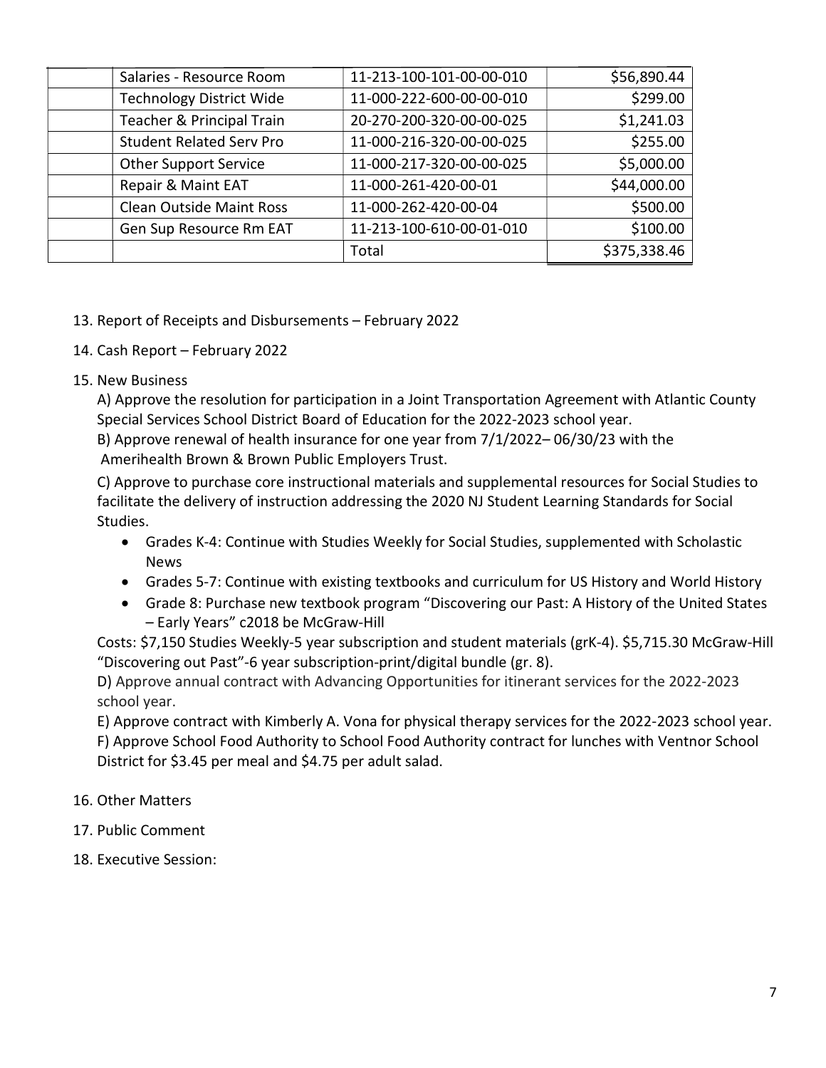| | | | |
|---|---|---|---|
| | Salaries - Resource Room | 11-213-100-101-00-00-010 | $56,890.44 |
| | Technology District Wide | 11-000-222-600-00-00-010 | $299.00 |
| | Teacher & Principal Train | 20-270-200-320-00-00-025 | $1,241.03 |
| | Student Related Serv Pro | 11-000-216-320-00-00-025 | $255.00 |
| | Other Support Service | 11-000-217-320-00-00-025 | $5,000.00 |
| | Repair & Maint EAT | 11-000-261-420-00-01 | $44,000.00 |
| | Clean Outside Maint Ross | 11-000-262-420-00-04 | $500.00 |
| | Gen Sup Resource Rm EAT | 11-213-100-610-00-01-010 | $100.00 |
| | | Total | $375,338.46 |

13. Report of Receipts and Disbursements – February 2022

14. Cash Report – February 2022

15. New Business

    A) Approve the resolution for participation in a Joint Transportation Agreement with Atlantic County Special Services School District Board of Education for the 2022-2023 school year.

    B) Approve renewal of health insurance for one year from 7/1/2022– 06/30/23 with the Amerihealth Brown & Brown Public Employers Trust.

    C) Approve to purchase core instructional materials and supplemental resources for Social Studies to facilitate the delivery of instruction addressing the 2020 NJ Student Learning Standards for Social Studies.

    - Grades K-4: Continue with Studies Weekly for Social Studies, supplemented with Scholastic News
    - Grades 5-7: Continue with existing textbooks and curriculum for US History and World History
    - Grade 8: Purchase new textbook program "Discovering our Past: A History of the United States – Early Years" c2018 be McGraw-Hill

    Costs: $7,150 Studies Weekly-5 year subscription and student materials (grK-4). $5,715.30 McGraw-Hill "Discovering out Past"-6 year subscription-print/digital bundle (gr. 8).

    D) Approve annual contract with Advancing Opportunities for itinerant services for the 2022-2023 school year.

    E) Approve contract with Kimberly A. Vona for physical therapy services for the 2022-2023 school year.

    F) Approve School Food Authority to School Food Authority contract for lunches with Ventnor School District for $3.45 per meal and $4.75 per adult salad.

16. Other Matters

17. Public Comment

18. Executive Session: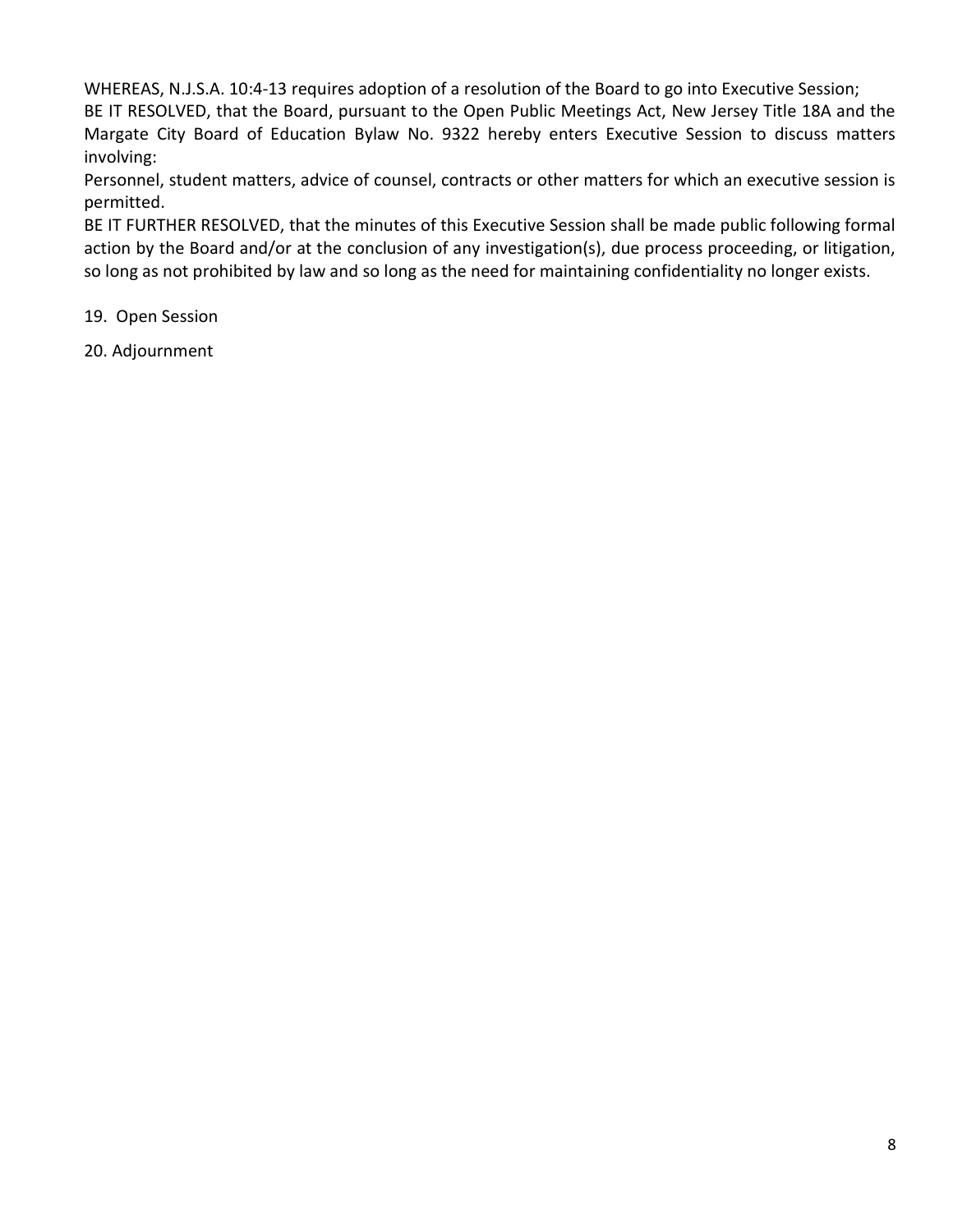WHEREAS, N.J.S.A. 10:4-13 requires adoption of a resolution of the Board to go into Executive Session;

BE IT RESOLVED, that the Board, pursuant to the Open Public Meetings Act, New Jersey Title 18A and the Margate City Board of Education Bylaw No. 9322 hereby enters Executive Session to discuss matters involving:

Personnel, student matters, advice of counsel, contracts or other matters for which an executive session is permitted.

BE IT FURTHER RESOLVED, that the minutes of this Executive Session shall be made public following formal action by the Board and/or at the conclusion of any investigation(s), due process proceeding, or litigation, so long as not prohibited by law and so long as the need for maintaining confidentiality no longer exists.

19. Open Session

20. Adjournment